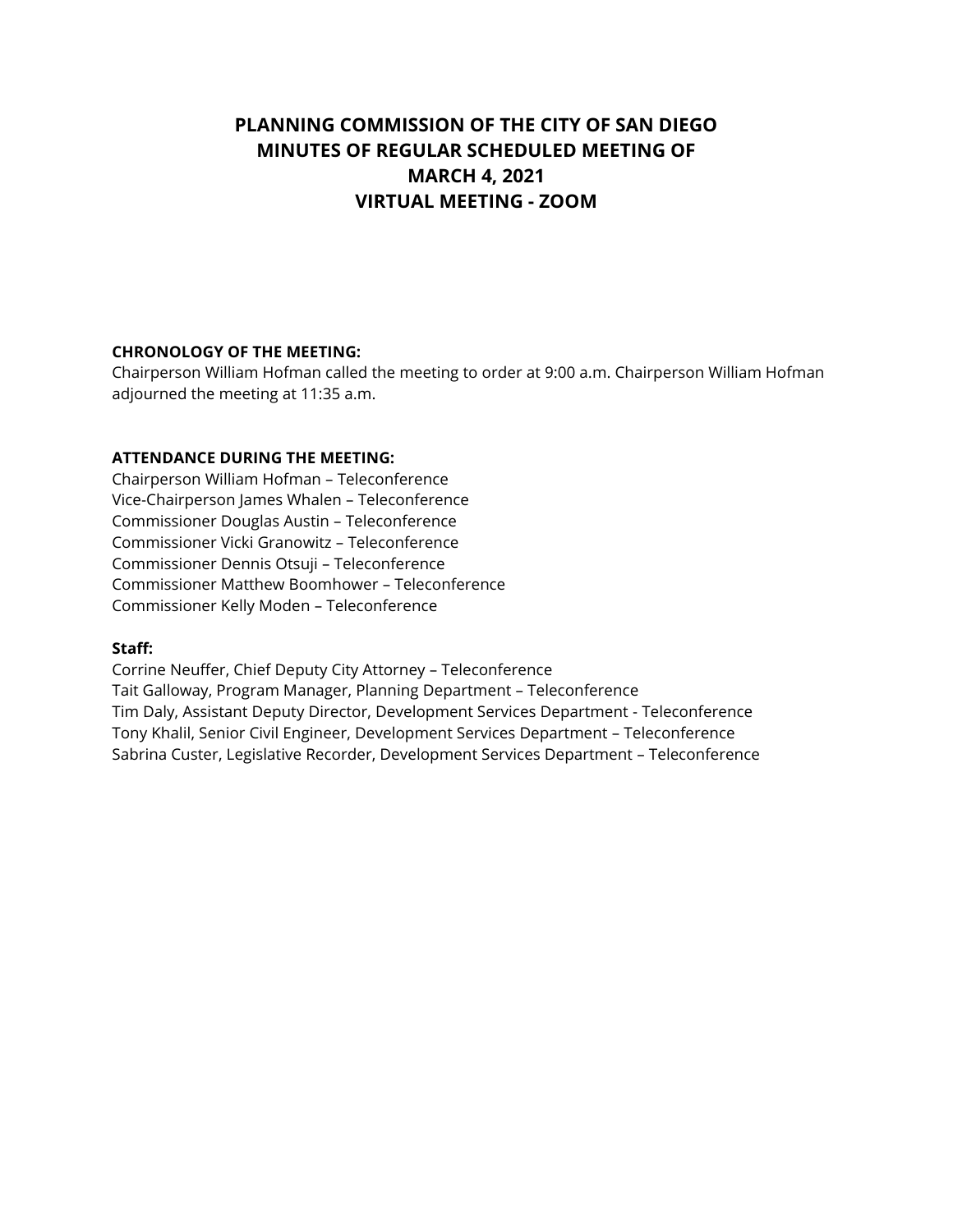# PLANNING COMMISSION OF THE CITY OF SAN DIEGO
# MINUTES OF REGULAR SCHEDULED MEETING OF
# MARCH 4, 2021
# VIRTUAL MEETING - ZOOM

**CHRONOLOGY OF THE MEETING:**
Chairperson William Hofman called the meeting to order at 9:00 a.m. Chairperson William Hofman adjourned the meeting at 11:35 a.m.

**ATTENDANCE DURING THE MEETING:**
Chairperson William Hofman – Teleconference
Vice-Chairperson James Whalen – Teleconference
Commissioner Douglas Austin – Teleconference
Commissioner Vicki Granowitz – Teleconference
Commissioner Dennis Otsuji – Teleconference
Commissioner Matthew Boomhower – Teleconference
Commissioner Kelly Moden – Teleconference

**Staff:**
Corrine Neuffer, Chief Deputy City Attorney – Teleconference
Tait Galloway, Program Manager, Planning Department – Teleconference
Tim Daly, Assistant Deputy Director, Development Services Department - Teleconference
Tony Khalil, Senior Civil Engineer, Development Services Department – Teleconference
Sabrina Custer, Legislative Recorder, Development Services Department – Teleconference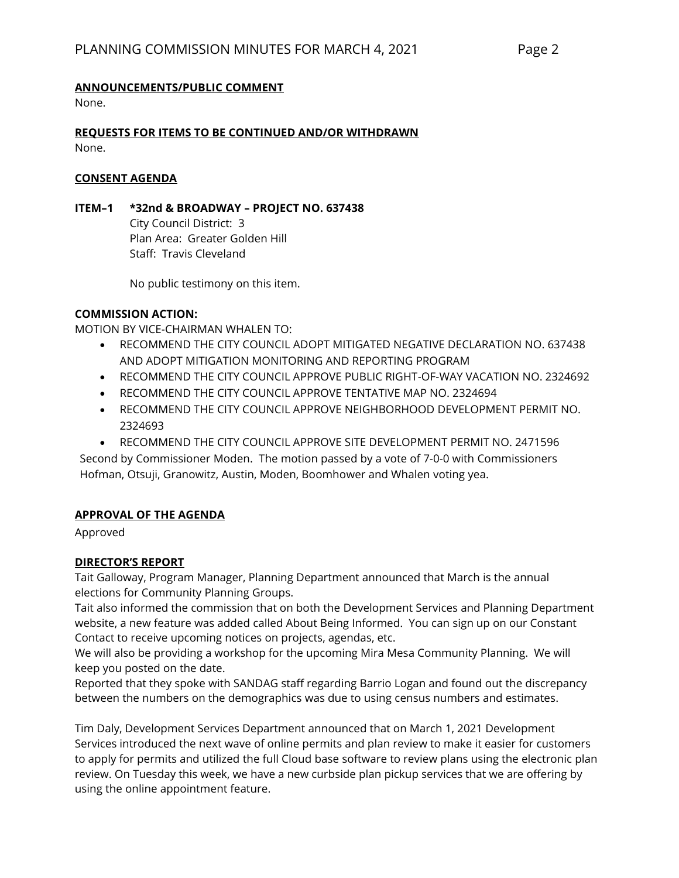**ANNOUNCEMENTS/PUBLIC COMMENT**

None.

**REQUESTS FOR ITEMS TO BE CONTINUED AND/OR WITHDRAWN**

None.

**CONSENT AGENDA**

**ITEM–1 *32nd & BROADWAY – PROJECT NO. 637438**

City Council District: 3
Plan Area: Greater Golden Hill
Staff: Travis Cleveland

No public testimony on this item.

**COMMISSION ACTION:**

MOTION BY VICE-CHAIRMAN WHALEN TO:

- RECOMMEND THE CITY COUNCIL ADOPT MITIGATED NEGATIVE DECLARATION NO. 637438 AND ADOPT MITIGATION MONITORING AND REPORTING PROGRAM
- RECOMMEND THE CITY COUNCIL APPROVE PUBLIC RIGHT-OF-WAY VACATION NO. 2324692
- RECOMMEND THE CITY COUNCIL APPROVE TENTATIVE MAP NO. 2324694
- RECOMMEND THE CITY COUNCIL APPROVE NEIGHBORHOOD DEVELOPMENT PERMIT NO. 2324693
- RECOMMEND THE CITY COUNCIL APPROVE SITE DEVELOPMENT PERMIT NO. 2471596

Second by Commissioner Moden. The motion passed by a vote of 7-0-0 with Commissioners Hofman, Otsuji, Granowitz, Austin, Moden, Boomhower and Whalen voting yea.

**APPROVAL OF THE AGENDA**

Approved

**DIRECTOR'S REPORT**

Tait Galloway, Program Manager, Planning Department announced that March is the annual elections for Community Planning Groups.
Tait also informed the commission that on both the Development Services and Planning Department website, a new feature was added called About Being Informed. You can sign up on our Constant Contact to receive upcoming notices on projects, agendas, etc.
We will also be providing a workshop for the upcoming Mira Mesa Community Planning. We will keep you posted on the date.
Reported that they spoke with SANDAG staff regarding Barrio Logan and found out the discrepancy between the numbers on the demographics was due to using census numbers and estimates.

Tim Daly, Development Services Department announced that on March 1, 2021 Development Services introduced the next wave of online permits and plan review to make it easier for customers to apply for permits and utilized the full Cloud base software to review plans using the electronic plan review. On Tuesday this week, we have a new curbside plan pickup services that we are offering by using the online appointment feature.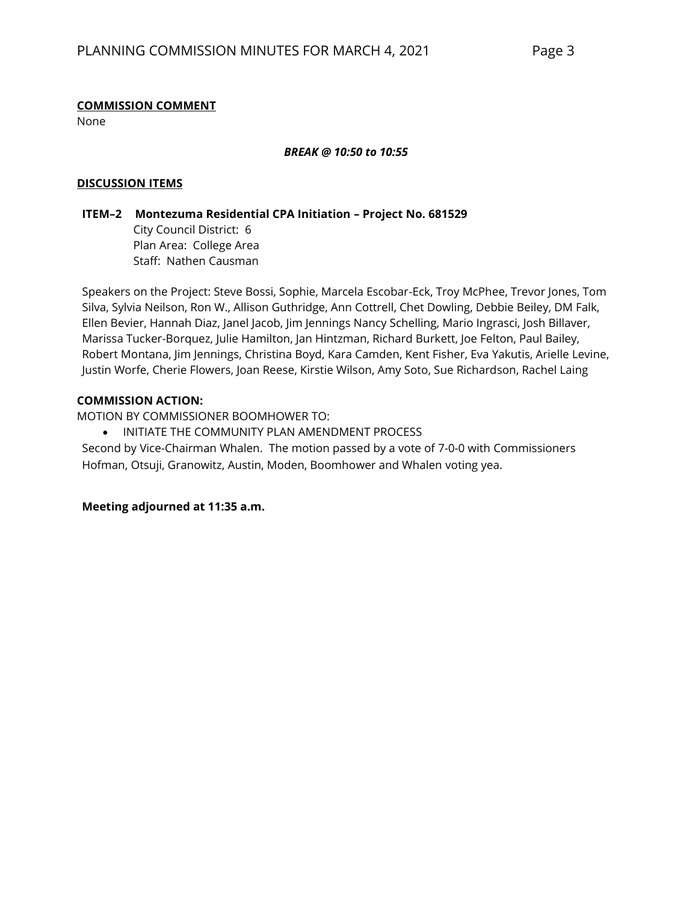**COMMISSION COMMENT**

None

***BREAK @ 10:50 to 10:55***

**DISCUSSION ITEMS**

**ITEM–2 Montezuma Residential CPA Initiation – Project No. 681529**

City Council District: 6
Plan Area: College Area
Staff: Nathen Causman

Speakers on the Project: Steve Bossi, Sophie, Marcela Escobar-Eck, Troy McPhee, Trevor Jones, Tom Silva, Sylvia Neilson, Ron W., Allison Guthridge, Ann Cottrell, Chet Dowling, Debbie Beiley, DM Falk, Ellen Bevier, Hannah Diaz, Janel Jacob, Jim Jennings Nancy Schelling, Mario Ingrasci, Josh Billaver, Marissa Tucker-Borquez, Julie Hamilton, Jan Hintzman, Richard Burkett, Joe Felton, Paul Bailey, Robert Montana, Jim Jennings, Christina Boyd, Kara Camden, Kent Fisher, Eva Yakutis, Arielle Levine, Justin Worfe, Cherie Flowers, Joan Reese, Kirstie Wilson, Amy Soto, Sue Richardson, Rachel Laing

**COMMISSION ACTION:**

MOTION BY COMMISSIONER BOOMHOWER TO:

- INITIATE THE COMMUNITY PLAN AMENDMENT PROCESS

Second by Vice-Chairman Whalen. The motion passed by a vote of 7-0-0 with Commissioners Hofman, Otsuji, Granowitz, Austin, Moden, Boomhower and Whalen voting yea.

**Meeting adjourned at 11:35 a.m.**